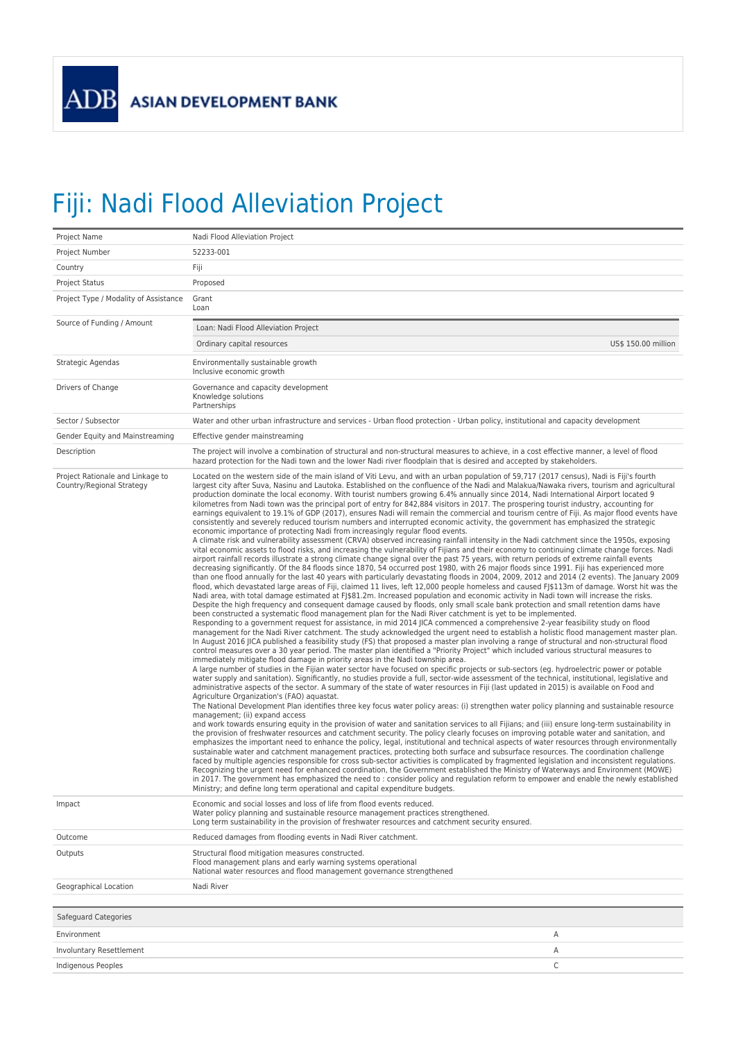ADB ASIAN DEVELOPMENT BANK

# Fiji: Nadi Flood Alleviation Project

| | |
|---|---|
| Project Name | Nadi Flood Alleviation Project |
| Project Number | 52233-001 |
| Country | Fiji |
| Project Status | Proposed |
| Project Type / Modality of Assistance | Grant<br>Loan |
| Source of Funding / Amount | Loan: Nadi Flood Alleviation Project<br>Ordinary capital resources — US$ 150.00 million |
| Strategic Agendas | Environmentally sustainable growth<br>Inclusive economic growth |
| Drivers of Change | Governance and capacity development<br>Knowledge solutions<br>Partnerships |
| Sector / Subsector | Water and other urban infrastructure and services - Urban flood protection - Urban policy, institutional and capacity development |
| Gender Equity and Mainstreaming | Effective gender mainstreaming |
| Description | The project will involve a combination of structural and non-structural measures to achieve, in a cost effective manner, a level of flood hazard protection for the Nadi town and the lower Nadi river floodplain that is desired and accepted by stakeholders. |
| Project Rationale and Linkage to Country/Regional Strategy | Located on the western side of the main island of Viti Levu, and with an urban population of 59,717 (2017 census), Nadi is Fiji's fourth largest city after Suva, Nasinu and Lautoka. Established on the confluence of the Nadi and Malakua/Nawaka rivers, tourism and agricultural production dominate the local economy. With tourist numbers growing 6.4% annually since 2014, Nadi International Airport located 9 kilometres from Nadi town was the principal port of entry for 842,884 visitors in 2017. The prospering tourist industry, accounting for earnings equivalent to 19.1% of GDP (2017), ensures Nadi will remain the commercial and tourism centre of Fiji. As major flood events have consistently and severely reduced tourism numbers and interrupted economic activity, the government has emphasized the strategic economic importance of protecting Nadi from increasingly regular flood events.<br>A climate risk and vulnerability assessment (CRVA) observed increasing rainfall intensity in the Nadi catchment since the 1950s, exposing vital economic assets to flood risks, and increasing the vulnerability of Fijians and their economy to continuing climate change forces. Nadi airport rainfall records illustrate a strong climate change signal over the past 75 years, with return periods of extreme rainfall events decreasing significantly. Of the 84 floods since 1870, 54 occurred post 1980, with 26 major floods since 1991. Fiji has experienced more than one flood annually for the last 40 years with particularly devastating floods in 2004, 2009, 2012 and 2014 (2 events). The January 2009 flood, which devastated large areas of Fiji, claimed 11 lives, left 12,000 people homeless and caused FJ$113m of damage. Worst hit was the Nadi area, with total damage estimated at FJ$81.2m. Increased population and economic activity in Nadi town will increase the risks. Despite the high frequency and consequent damage caused by floods, only small scale bank protection and small retention dams have been constructed a systematic flood management plan for the Nadi River catchment is yet to be implemented.<br>Responding to a government request for assistance, in mid 2014 JICA commenced a comprehensive 2-year feasibility study on flood management for the Nadi River catchment. The study acknowledged the urgent need to establish a holistic flood management master plan. In August 2016 JICA published a feasibility study (FS) that proposed a master plan involving a range of structural and non-structural flood control measures over a 30 year period. The master plan identified a "Priority Project" which included various structural measures to immediately mitigate flood damage in priority areas in the Nadi township area.<br>A large number of studies in the Fijian water sector have focused on specific projects or sub-sectors (eg. hydroelectric power or potable water supply and sanitation). Significantly, no studies provide a full, sector-wide assessment of the technical, institutional, legislative and administrative aspects of the sector. A summary of the state of water resources in Fiji (last updated in 2015) is available on Food and Agriculture Organization's (FAO) aquastat.<br>The National Development Plan identifies three key focus water policy areas: (i) strengthen water policy planning and sustainable resource management; (ii) expand access<br>and work towards ensuring equity in the provision of water and sanitation services to all Fijians; and (iii) ensure long-term sustainability in the provision of freshwater resources and catchment security. The policy clearly focuses on improving potable water and sanitation, and emphasizes the important need to enhance the policy, legal, institutional and technical aspects of water resources through environmentally sustainable water and catchment management practices, protecting both surface and subsurface resources. The coordination challenge faced by multiple agencies responsible for cross sub-sector activities is complicated by fragmented legislation and inconsistent regulations. Recognizing the urgent need for enhanced coordination, the Government established the Ministry of Waterways and Environment (MOWE) in 2017. The government has recognized the need to : consider policy and regulation reform to empower and enable the newly established Ministry; and define long term operational and capital expenditure budgets. |
| Impact | Economic and social losses and loss of life from flood events reduced.<br>Water policy planning and sustainable resource management practices strengthened.<br>Long term sustainability in the provision of freshwater resources and catchment security ensured. |
| Outcome | Reduced damages from flooding events in Nadi River catchment. |
| Outputs | Structural flood mitigation measures constructed.<br>Flood management plans and early warning systems operational<br>National water resources and flood management governance strengthened |
| Geographical Location | Nadi River |

| Safeguard Categories | |
|---|---|
| Environment | A |
| Involuntary Resettlement | A |
| Indigenous Peoples | C |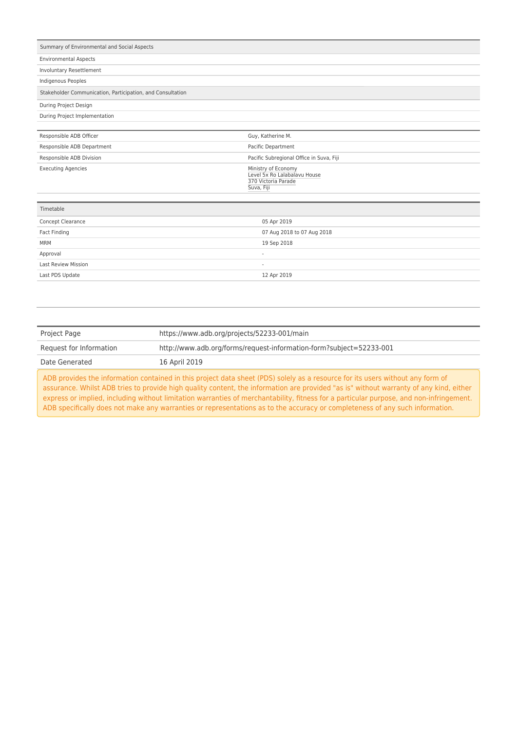| | |
|---|---|
| Summary of Environmental and Social Aspects | |
| Environmental Aspects | |
| Involuntary Resettlement | |
| Indigenous Peoples | |
| Stakeholder Communication, Participation, and Consultation | |
| During Project Design | |
| During Project Implementation | |

| | |
|---|---|
| Responsible ADB Officer | Guy, Katherine M. |
| Responsible ADB Department | Pacific Department |
| Responsible ADB Division | Pacific Subregional Office in Suva, Fiji |
| Executing Agencies | Ministry of Economy<br>Level 5x Ro Lalabalavu House<br>370 Victoria Parade<br>Suva, Fiji |

| | |
|---|---|
| Timetable | |
| Concept Clearance | 05 Apr 2019 |
| Fact Finding | 07 Aug 2018 to 07 Aug 2018 |
| MRM | 19 Sep 2018 |
| Approval | - |
| Last Review Mission | - |
| Last PDS Update | 12 Apr 2019 |

| | |
|---|---|
| Project Page | https://www.adb.org/projects/52233-001/main |
| Request for Information | http://www.adb.org/forms/request-information-form?subject=52233-001 |
| Date Generated | 16 April 2019 |

ADB provides the information contained in this project data sheet (PDS) solely as a resource for its users without any form of assurance. Whilst ADB tries to provide high quality content, the information are provided "as is" without warranty of any kind, either express or implied, including without limitation warranties of merchantability, fitness for a particular purpose, and non-infringement. ADB specifically does not make any warranties or representations as to the accuracy or completeness of any such information.